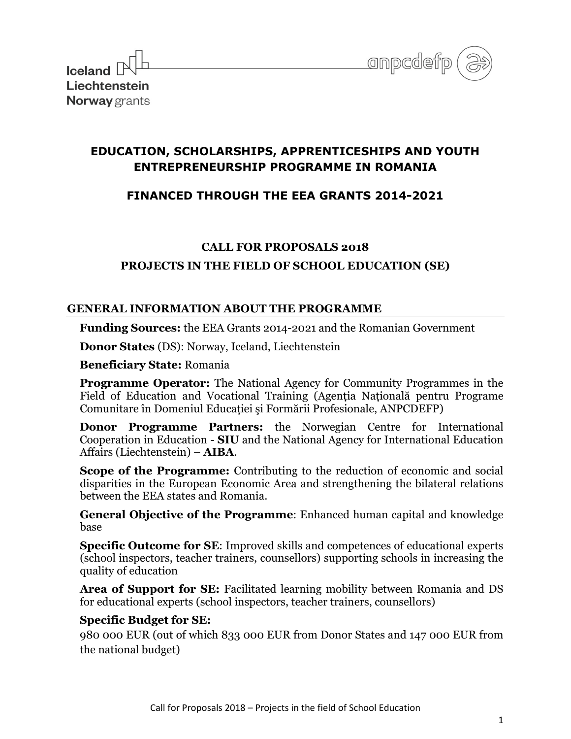Iceland
Liechtenstein
Norway grants

anpcdefp

# EDUCATION, SCHOLARSHIPS, APPRENTICESHIPS AND YOUTH ENTREPRENEURSHIP PROGRAMME IN ROMANIA

# FINANCED THROUGH THE EEA GRANTS 2014-2021

## CALL FOR PROPOSALS 2018

## PROJECTS IN THE FIELD OF SCHOOL EDUCATION (SE)

## GENERAL INFORMATION ABOUT THE PROGRAMME

**Funding Sources:** the EEA Grants 2014-2021 and the Romanian Government

**Donor States** (DS): Norway, Iceland, Liechtenstein

**Beneficiary State:** Romania

**Programme Operator:** The National Agency for Community Programmes in the Field of Education and Vocational Training (Agenția Națională pentru Programe Comunitare în Domeniul Educației şi Formării Profesionale, ANPCDEFP)

**Donor Programme Partners:** the Norwegian Centre for International Cooperation in Education - **SIU** and the National Agency for International Education Affairs (Liechtenstein) – **AIBA**.

**Scope of the Programme:** Contributing to the reduction of economic and social disparities in the European Economic Area and strengthening the bilateral relations between the EEA states and Romania.

**General Objective of the Programme**: Enhanced human capital and knowledge base

**Specific Outcome for SE**: Improved skills and competences of educational experts (school inspectors, teacher trainers, counsellors) supporting schools in increasing the quality of education

**Area of Support for SE:** Facilitated learning mobility between Romania and DS for educational experts (school inspectors, teacher trainers, counsellors)

**Specific Budget for SE:**

980 000 EUR (out of which 833 000 EUR from Donor States and 147 000 EUR from the national budget)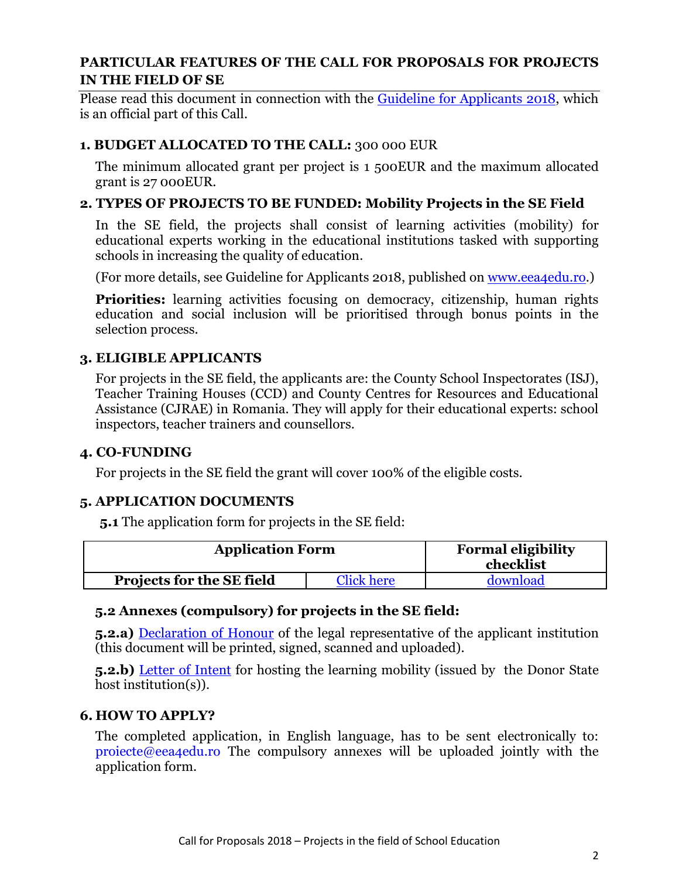## PARTICULAR FEATURES OF THE CALL FOR PROPOSALS FOR PROJECTS IN THE FIELD OF SE

Please read this document in connection with the Guideline for Applicants 2018, which is an official part of this Call.

### 1. BUDGET ALLOCATED TO THE CALL: 300 000 EUR

The minimum allocated grant per project is 1 500EUR and the maximum allocated grant is 27 000EUR.

### 2. TYPES OF PROJECTS TO BE FUNDED: Mobility Projects in the SE Field

In the SE field, the projects shall consist of learning activities (mobility) for educational experts working in the educational institutions tasked with supporting schools in increasing the quality of education.

(For more details, see Guideline for Applicants 2018, published on www.eea4edu.ro.)

**Priorities:** learning activities focusing on democracy, citizenship, human rights education and social inclusion will be prioritised through bonus points in the selection process.

### 3. ELIGIBLE APPLICANTS

For projects in the SE field, the applicants are: the County School Inspectorates (ISJ), Teacher Training Houses (CCD) and County Centres for Resources and Educational Assistance (CJRAE) in Romania. They will apply for their educational experts: school inspectors, teacher trainers and counsellors.

### 4. CO-FUNDING

For projects in the SE field the grant will cover 100% of the eligible costs.

### 5. APPLICATION DOCUMENTS

**5.1** The application form for projects in the SE field:

| Application Form | | Formal eligibility checklist |
|---|---|---|
| **Projects for the SE field** | Click here | download |

#### 5.2 Annexes (compulsory) for projects in the SE field:

**5.2.a)** Declaration of Honour of the legal representative of the applicant institution (this document will be printed, signed, scanned and uploaded).

**5.2.b)** Letter of Intent for hosting the learning mobility (issued by the Donor State host institution(s)).

### 6. HOW TO APPLY?

The completed application, in English language, has to be sent electronically to: proiecte@eea4edu.ro The compulsory annexes will be uploaded jointly with the application form.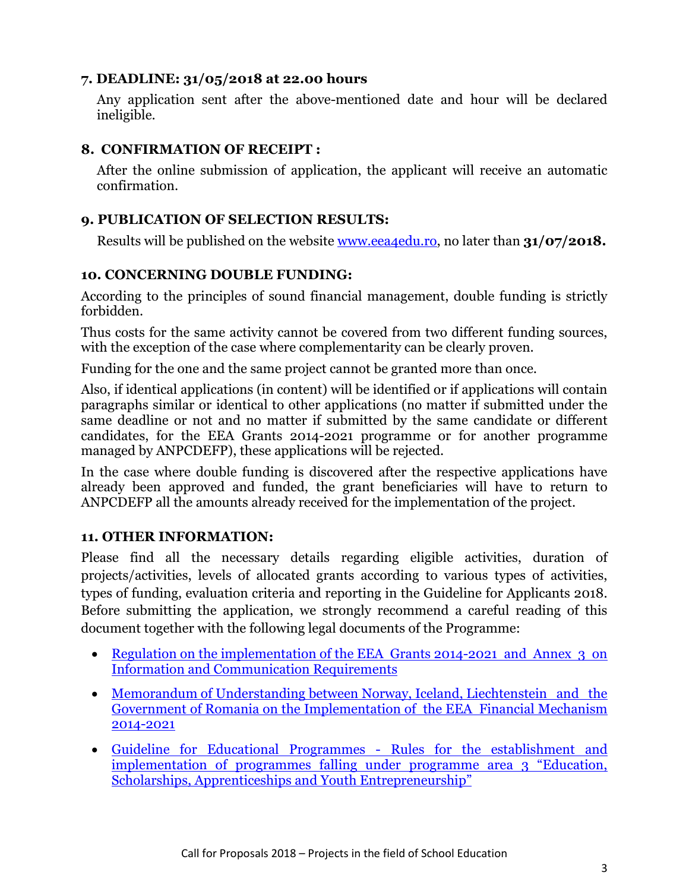## 7. DEADLINE: 31/05/2018 at 22.00 hours

Any application sent after the above-mentioned date and hour will be declared ineligible.

## 8. CONFIRMATION OF RECEIPT :

After the online submission of application, the applicant will receive an automatic confirmation.

## 9. PUBLICATION OF SELECTION RESULTS:

Results will be published on the website [www.eea4edu.ro](www.eea4edu.ro), no later than **31/07/2018.**

## 10. CONCERNING DOUBLE FUNDING:

According to the principles of sound financial management, double funding is strictly forbidden.

Thus costs for the same activity cannot be covered from two different funding sources, with the exception of the case where complementarity can be clearly proven.

Funding for the one and the same project cannot be granted more than once.

Also, if identical applications (in content) will be identified or if applications will contain paragraphs similar or identical to other applications (no matter if submitted under the same deadline or not and no matter if submitted by the same candidate or different candidates, for the EEA Grants 2014-2021 programme or for another programme managed by ANPCDEFP), these applications will be rejected.

In the case where double funding is discovered after the respective applications have already been approved and funded, the grant beneficiaries will have to return to ANPCDEFP all the amounts already received for the implementation of the project.

## 11. OTHER INFORMATION:

Please find all the necessary details regarding eligible activities, duration of projects/activities, levels of allocated grants according to various types of activities, types of funding, evaluation criteria and reporting in the Guideline for Applicants 2018. Before submitting the application, we strongly recommend a careful reading of this document together with the following legal documents of the Programme:

- Regulation on the implementation of the EEA Grants 2014-2021 and Annex 3 on Information and Communication Requirements
- Memorandum of Understanding between Norway, Iceland, Liechtenstein and the Government of Romania on the Implementation of the EEA Financial Mechanism 2014-2021
- Guideline for Educational Programmes - Rules for the establishment and implementation of programmes falling under programme area 3 "Education, Scholarships, Apprenticeships and Youth Entrepreneurship"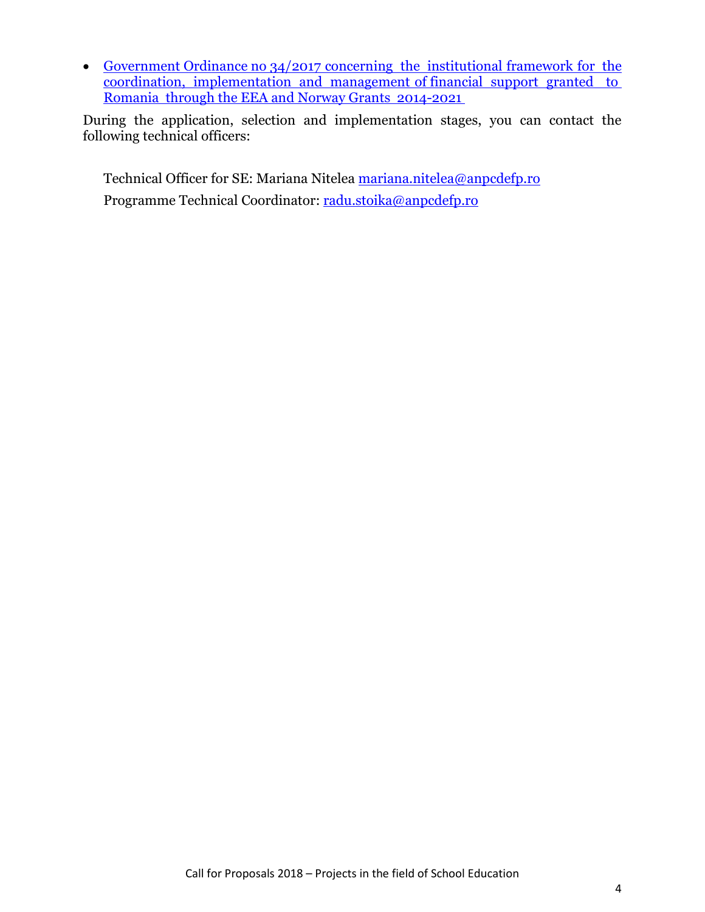- Government Ordinance no 34/2017 concerning the institutional framework for the coordination, implementation and management of financial support granted to Romania through the EEA and Norway Grants 2014-2021

During the application, selection and implementation stages, you can contact the following technical officers:

Technical Officer for SE: Mariana Nitelea mariana.nitelea@anpcdefp.ro

Programme Technical Coordinator: radu.stoika@anpcdefp.ro